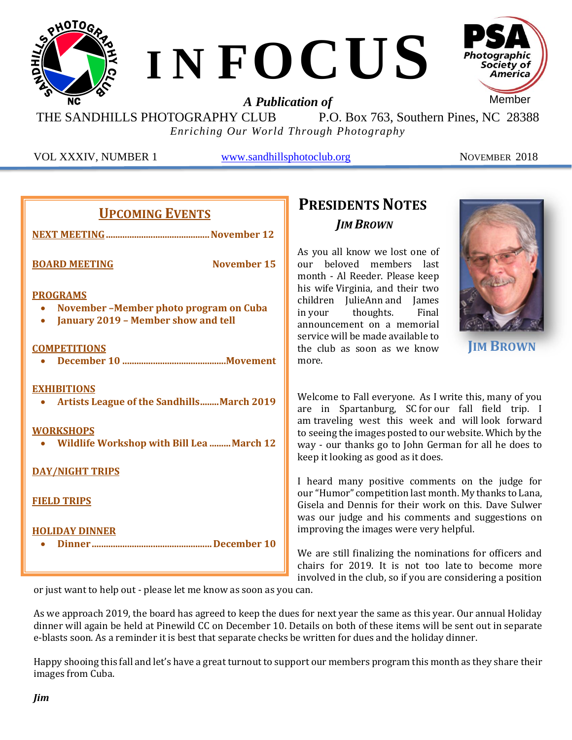# INFOCUS

***A Publication of***

THE SANDHILLS PHOTOGRAPHY CLUB P.O. Box 763, Southern Pines, NC 28388

*Enriching Our World Through Photography*

VOL XXXIV, NUMBER 1 [www.sandhillsphotoclub.org](http://www.sandhillsphotoclub.org) NOVEMBER 2018

## UPCOMING EVENTS

**NEXT MEETING** .......................................... **November 12**

**BOARD MEETING** **November 15**

**PROGRAMS**
- **November –Member photo program on Cuba**
- **January 2019 – Member show and tell**

**COMPETITIONS**
- **December 10** ..........................................**Movement**

**EXHIBITIONS**
- **Artists League of the Sandhills........March 2019**

**WORKSHOPS**
- **Wildlife Workshop with Bill Lea .........March 12**

**DAY/NIGHT TRIPS**

**FIELD TRIPS**

**HOLIDAY DINNER**
- **Dinner**.................................................**December 10**

## PRESIDENTS NOTES

***JIM BROWN***

**JIM BROWN**

As you all know we lost one of our beloved members last month - Al Reeder. Please keep his wife Virginia, and their two children JulieAnn and James in your thoughts. Final announcement on a memorial service will be made available to the club as soon as we know more.

Welcome to Fall everyone. As I write this, many of you are in Spartanburg, SC for our fall field trip. I am traveling west this week and will look forward to seeing the images posted to our website. Which by the way - our thanks go to John German for all he does to keep it looking as good as it does.

I heard many positive comments on the judge for our "Humor" competition last month. My thanks to Lana, Gisela and Dennis for their work on this. Dave Sulwer was our judge and his comments and suggestions on improving the images were very helpful.

We are still finalizing the nominations for officers and chairs for 2019. It is not too late to become more involved in the club, so if you are considering a position or just want to help out - please let me know as soon as you can.

As we approach 2019, the board has agreed to keep the dues for next year the same as this year. Our annual Holiday dinner will again be held at Pinewild CC on December 10. Details on both of these items will be sent out in separate e-blasts soon. As a reminder it is best that separate checks be written for dues and the holiday dinner.

Happy shooing this fall and let's have a great turnout to support our members program this month as they share their images from Cuba.

***Jim***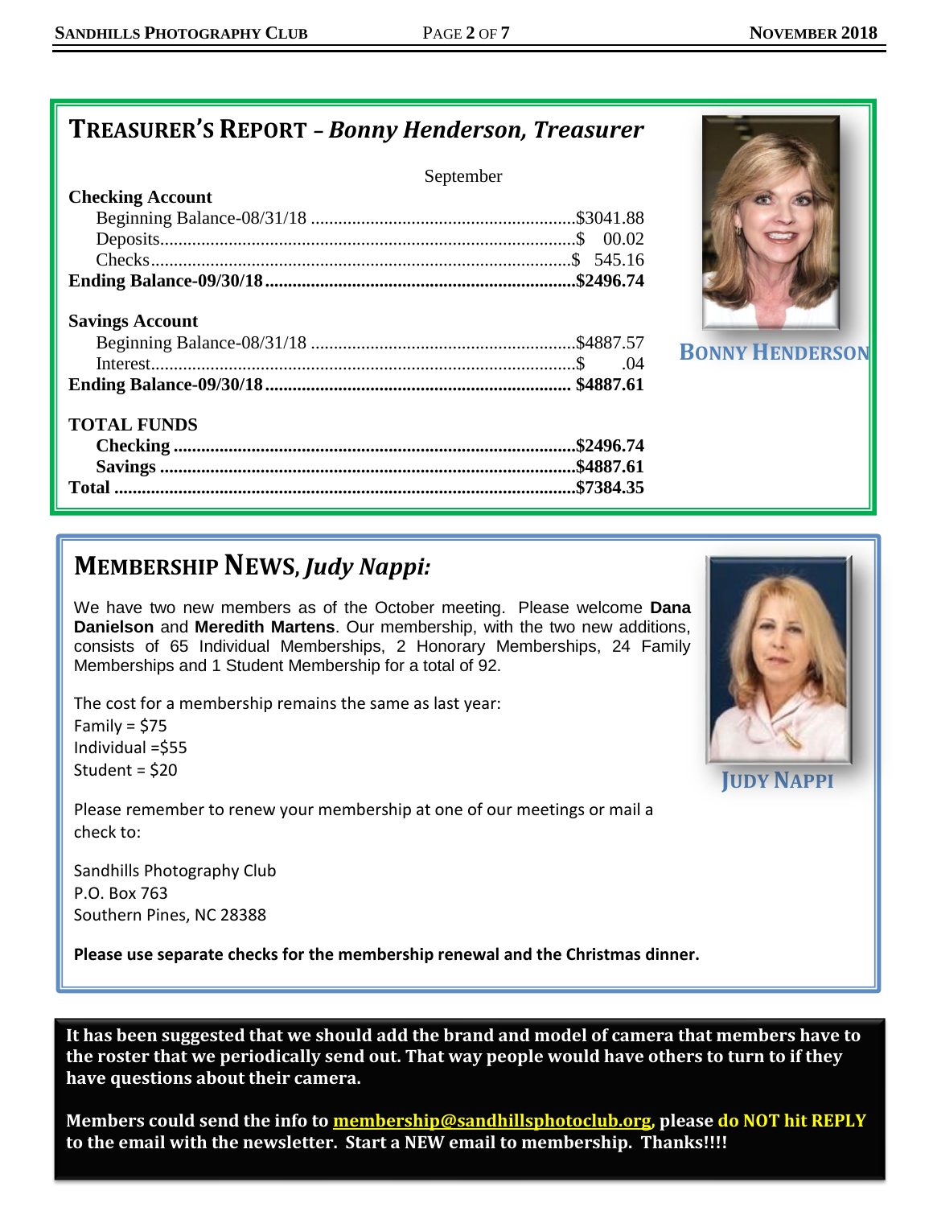## TREASURER'S REPORT – *Bonny Henderson, Treasurer*

September

| | |
|---|---|
| **Checking Account** | |
| Beginning Balance-08/31/18 | $3041.88 |
| Deposits | $ 00.02 |
| Checks | $ 545.16 |
| **Ending Balance-09/30/18** | **$2496.74** |
| | |
| **Savings Account** | |
| Beginning Balance-08/31/18 | $4887.57 |
| Interest | $ .04 |
| **Ending Balance-09/30/18** | **$4887.61** |
| | |
| **TOTAL FUNDS** | |
| **Checking** | **$2496.74** |
| **Savings** | **$4887.61** |
| **Total** | **$7384.35** |

BONNY HENDERSON

## MEMBERSHIP NEWS, *Judy Nappi:*

We have two new members as of the October meeting. Please welcome **Dana Danielson** and **Meredith Martens**. Our membership, with the two new additions, consists of 65 Individual Memberships, 2 Honorary Memberships, 24 Family Memberships and 1 Student Membership for a total of 92.

The cost for a membership remains the same as last year:
Family = $75
Individual =$55
Student = $20

Please remember to renew your membership at one of our meetings or mail a check to:

Sandhills Photography Club
P.O. Box 763
Southern Pines, NC 28388

**Please use separate checks for the membership renewal and the Christmas dinner.**

JUDY NAPPI

**It has been suggested that we should add the brand and model of camera that members have to the roster that we periodically send out. That way people would have others to turn to if they have questions about their camera.**

**Members could send the info to membership@sandhillsphotoclub.org, please do NOT hit REPLY to the email with the newsletter. Start a NEW email to membership. Thanks!!!!**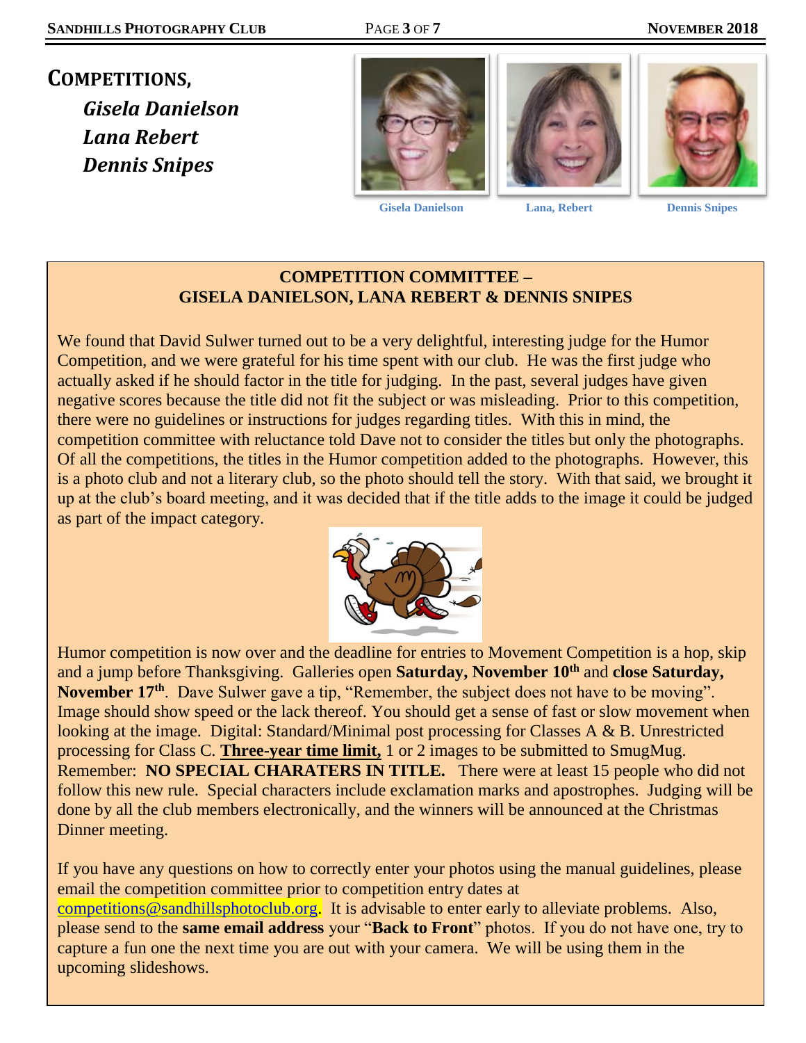# COMPETITIONS,

***Gisela Danielson***
***Lana Rebert***
***Dennis Snipes***

Gisela Danielson Lana, Rebert Dennis Snipes

## COMPETITION COMMITTEE – GISELA DANIELSON, LANA REBERT & DENNIS SNIPES

We found that David Sulwer turned out to be a very delightful, interesting judge for the Humor Competition, and we were grateful for his time spent with our club. He was the first judge who actually asked if he should factor in the title for judging. In the past, several judges have given negative scores because the title did not fit the subject or was misleading. Prior to this competition, there were no guidelines or instructions for judges regarding titles. With this in mind, the competition committee with reluctance told Dave not to consider the titles but only the photographs. Of all the competitions, the titles in the Humor competition added to the photographs. However, this is a photo club and not a literary club, so the photo should tell the story. With that said, we brought it up at the club's board meeting, and it was decided that if the title adds to the image it could be judged as part of the impact category.

Humor competition is now over and the deadline for entries to Movement Competition is a hop, skip and a jump before Thanksgiving. Galleries open **Saturday, November 10th** and **close Saturday, November 17th**. Dave Sulwer gave a tip, "Remember, the subject does not have to be moving". Image should show speed or the lack thereof. You should get a sense of fast or slow movement when looking at the image. Digital: Standard/Minimal post processing for Classes A & B. Unrestricted processing for Class C. **Three-year time limit,** 1 or 2 images to be submitted to SmugMug. Remember: **NO SPECIAL CHARATERS IN TITLE.** There were at least 15 people who did not follow this new rule. Special characters include exclamation marks and apostrophes. Judging will be done by all the club members electronically, and the winners will be announced at the Christmas Dinner meeting.

If you have any questions on how to correctly enter your photos using the manual guidelines, please email the competition committee prior to competition entry dates at competitions@sandhillsphotoclub.org. It is advisable to enter early to alleviate problems. Also, please send to the **same email address** your "**Back to Front**" photos. If you do not have one, try to capture a fun one the next time you are out with your camera. We will be using them in the upcoming slideshows.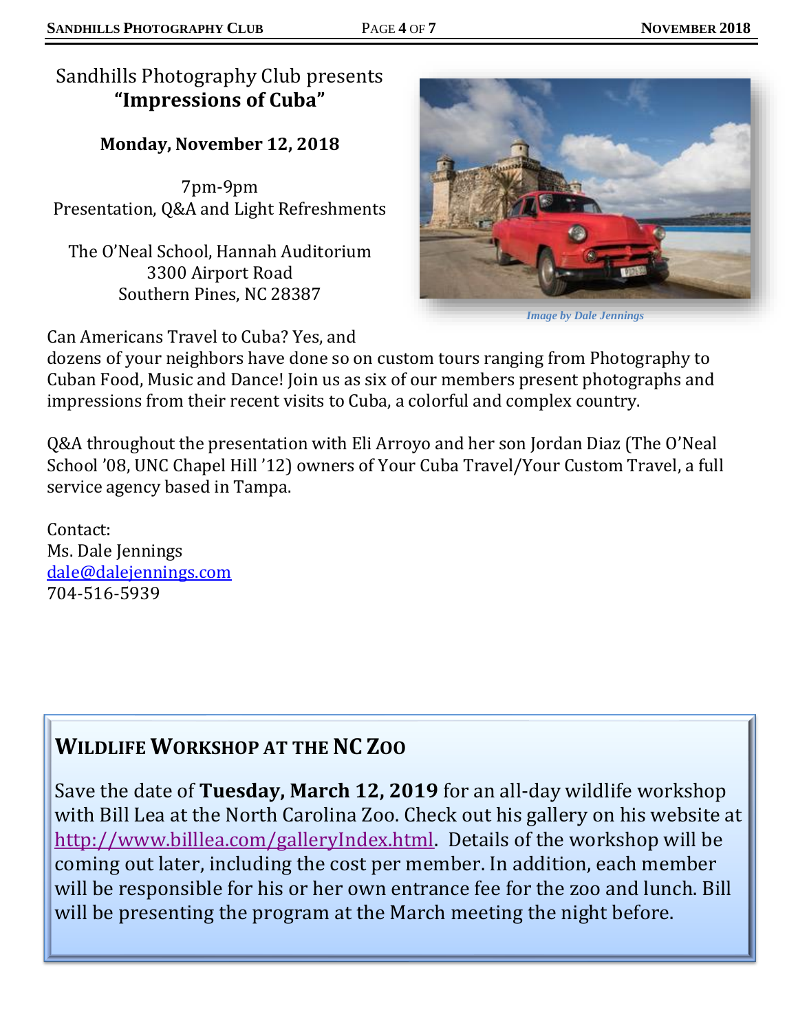Sandhills Photography Club presents
**"Impressions of Cuba"**

**Monday, November 12, 2018**

7pm-9pm
Presentation, Q&A and Light Refreshments

The O'Neal School, Hannah Auditorium
3300 Airport Road
Southern Pines, NC 28387

*Image by Dale Jennings*

Can Americans Travel to Cuba? Yes, and dozens of your neighbors have done so on custom tours ranging from Photography to Cuban Food, Music and Dance! Join us as six of our members present photographs and impressions from their recent visits to Cuba, a colorful and complex country.

Q&A throughout the presentation with Eli Arroyo and her son Jordan Diaz (The O'Neal School '08, UNC Chapel Hill '12) owners of Your Cuba Travel/Your Custom Travel, a full service agency based in Tampa.

Contact:
Ms. Dale Jennings
dale@dalejennings.com
704-516-5939

## Wildlife Workshop at the NC Zoo

Save the date of **Tuesday, March 12, 2019** for an all-day wildlife workshop with Bill Lea at the North Carolina Zoo. Check out his gallery on his website at http://www.billlea.com/galleryIndex.html. Details of the workshop will be coming out later, including the cost per member. In addition, each member will be responsible for his or her own entrance fee for the zoo and lunch. Bill will be presenting the program at the March meeting the night before.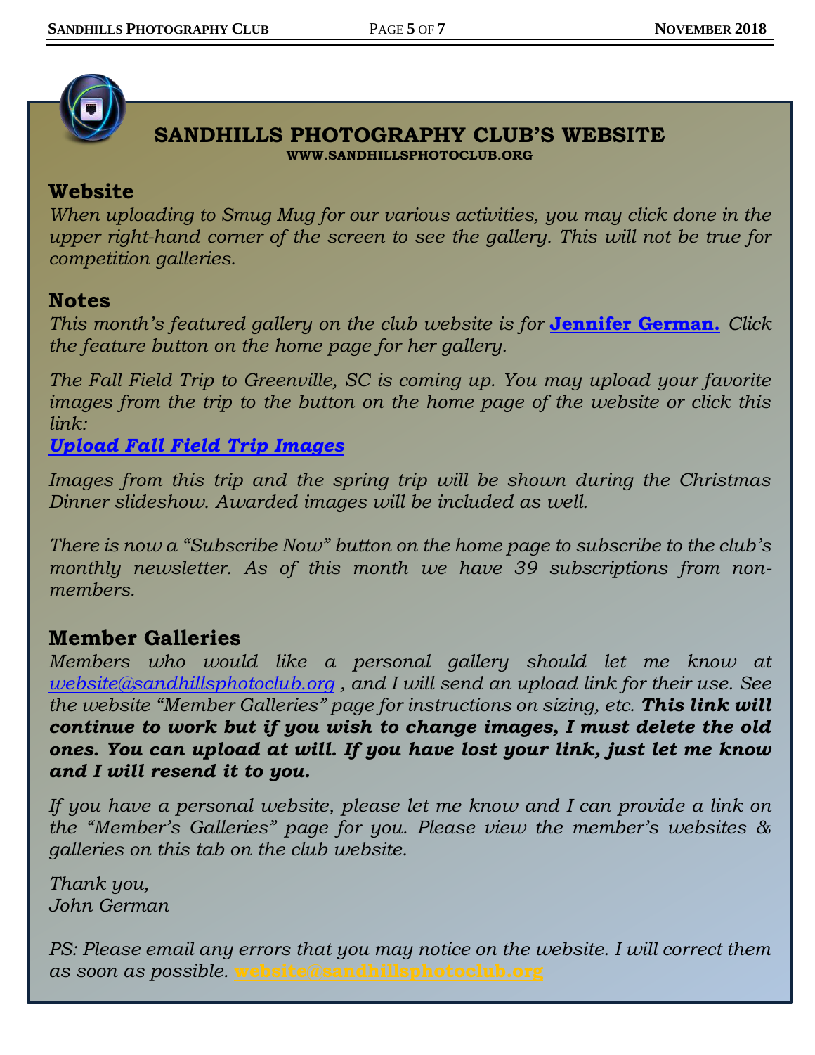# SANDHILLS PHOTOGRAPHY CLUB'S WEBSITE

**WWW.SANDHILLSPHOTOCLUB.ORG**

## Website

*When uploading to Smug Mug for our various activities, you may click done in the upper right-hand corner of the screen to see the gallery. This will not be true for competition galleries.*

## Notes

*This month's featured gallery on the club website is for* **Jennifer German.** *Click the feature button on the home page for her gallery.*

*The Fall Field Trip to Greenville, SC is coming up. You may upload your favorite images from the trip to the button on the home page of the website or click this link:*

***Upload Fall Field Trip Images***

*Images from this trip and the spring trip will be shown during the Christmas Dinner slideshow. Awarded images will be included as well.*

*There is now a "Subscribe Now" button on the home page to subscribe to the club's monthly newsletter. As of this month we have 39 subscriptions from non-members.*

## Member Galleries

*Members who would like a personal gallery should let me know at website@sandhillsphotoclub.org , and I will send an upload link for their use. See the website "Member Galleries" page for instructions on sizing, etc.* ***This link will continue to work but if you wish to change images, I must delete the old ones. You can upload at will. If you have lost your link, just let me know and I will resend it to you.***

*If you have a personal website, please let me know and I can provide a link on the "Member's Galleries" page for you. Please view the member's websites & galleries on this tab on the club website.*

*Thank you,*
*John German*

*PS: Please email any errors that you may notice on the website. I will correct them as soon as possible.* **website@sandhillsphotoclub.org**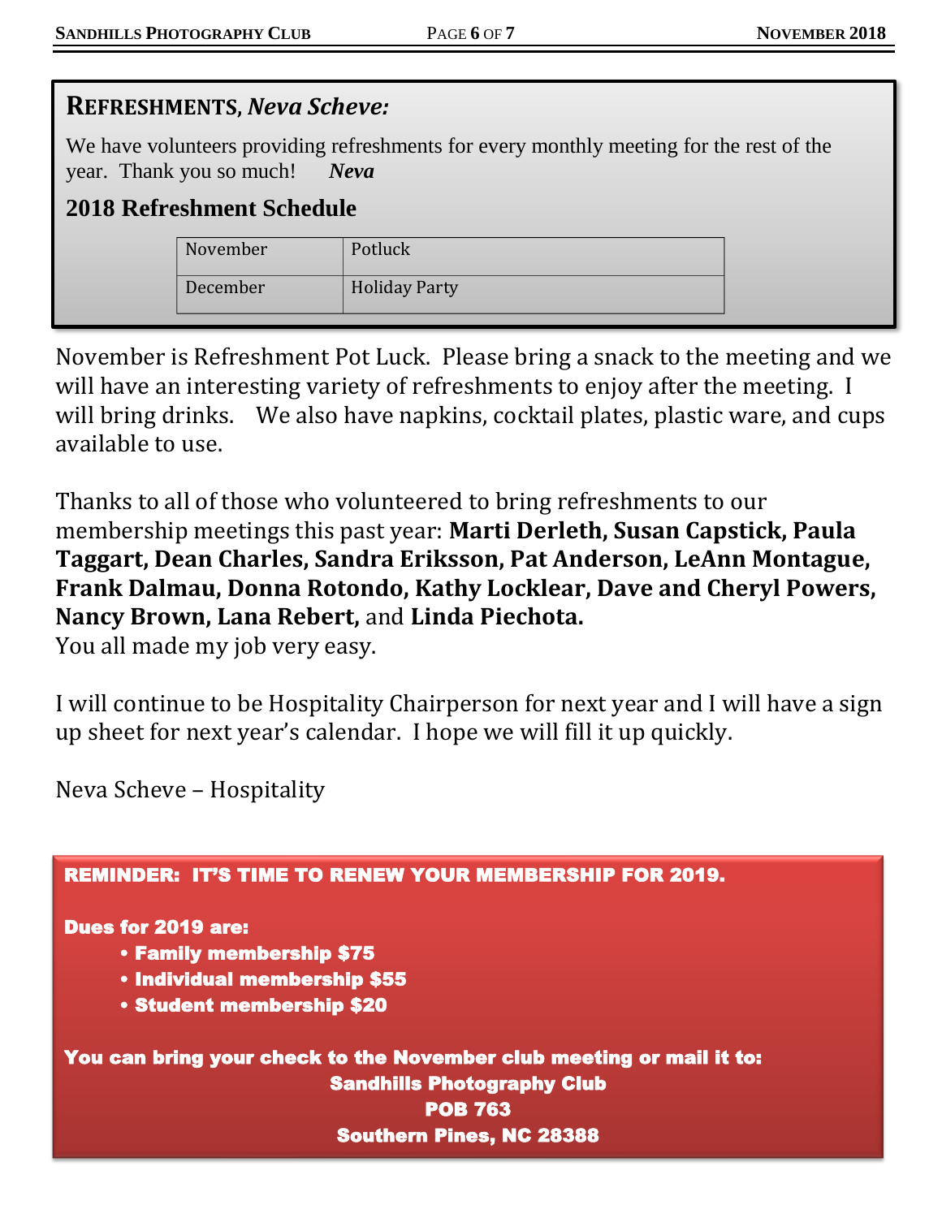## REFRESHMENTS, *Neva Scheve:*

We have volunteers providing refreshments for every monthly meeting for the rest of the year. Thank you so much! ***Neva***

### 2018 Refreshment Schedule

| November | Potluck |
|---|---|
| December | Holiday Party |

November is Refreshment Pot Luck. Please bring a snack to the meeting and we will have an interesting variety of refreshments to enjoy after the meeting. I will bring drinks. We also have napkins, cocktail plates, plastic ware, and cups available to use.

Thanks to all of those who volunteered to bring refreshments to our membership meetings this past year: **Marti Derleth, Susan Capstick, Paula Taggart, Dean Charles, Sandra Eriksson, Pat Anderson, LeAnn Montague, Frank Dalmau, Donna Rotondo, Kathy Locklear, Dave and Cheryl Powers, Nancy Brown, Lana Rebert,** and **Linda Piechota.**
You all made my job very easy.

I will continue to be Hospitality Chairperson for next year and I will have a sign up sheet for next year's calendar. I hope we will fill it up quickly.

Neva Scheve – Hospitality

**REMINDER: IT'S TIME TO RENEW YOUR MEMBERSHIP FOR 2019.**

**Dues for 2019 are:**

- **Family membership $75**
- **Individual membership $55**
- **Student membership $20**

**You can bring your check to the November club meeting or mail it to:**

**Sandhills Photography Club**
**POB 763**
**Southern Pines, NC 28388**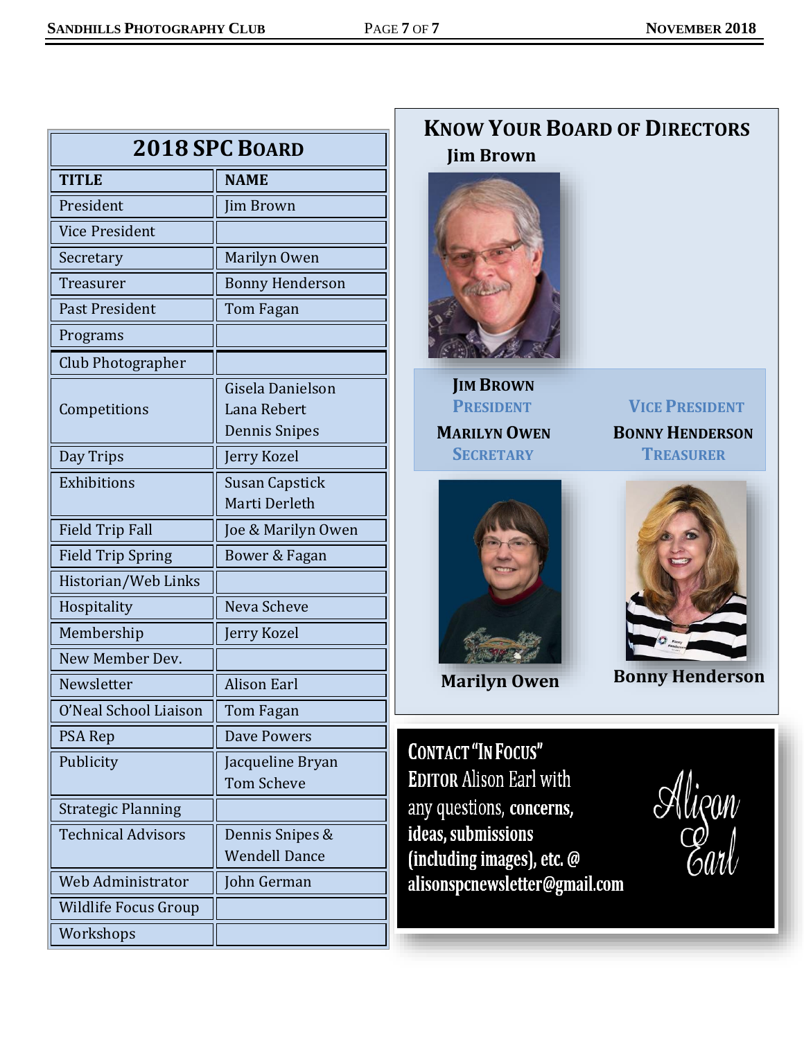## 2018 SPC Board

| TITLE | NAME |
|---|---|
| President | Jim Brown |
| Vice President | |
| Secretary | Marilyn Owen |
| Treasurer | Bonny Henderson |
| Past President | Tom Fagan |
| Programs | |
| Club Photographer | |
| Competitions | Gisela Danielson<br>Lana Rebert<br>Dennis Snipes |
| Day Trips | Jerry Kozel |
| Exhibitions | Susan Capstick<br>Marti Derleth |
| Field Trip Fall | Joe & Marilyn Owen |
| Field Trip Spring | Bower & Fagan |
| Historian/Web Links | |
| Hospitality | Neva Scheve |
| Membership | Jerry Kozel |
| New Member Dev. | |
| Newsletter | Alison Earl |
| O'Neal School Liaison | Tom Fagan |
| PSA Rep | Dave Powers |
| Publicity | Jacqueline Bryan<br>Tom Scheve |
| Strategic Planning | |
| Technical Advisors | Dennis Snipes &<br>Wendell Dance |
| Web Administrator | John German |
| Wildlife Focus Group | |
| Workshops | |

## Know Your Board of Directors

**Jim Brown**

**JIM BROWN**
PRESIDENT

VICE PRESIDENT

**MARILYN OWEN**
SECRETARY

**BONNY HENDERSON**
TREASURER

**Marilyn Owen**

**Bonny Henderson**

**CONTACT "IN FOCUS" EDITOR** Alison Earl with any questions, **concerns, ideas, submissions (including images), etc. @ alisonspcnewsletter@gmail.com**

Alison Earl